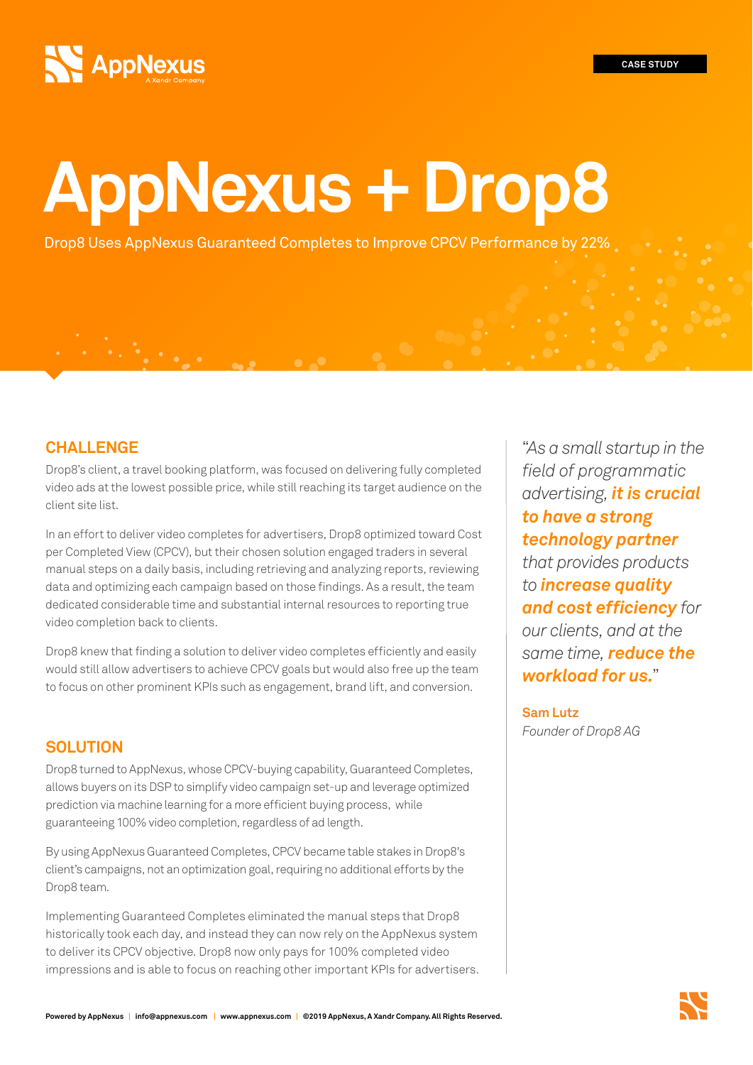AppNexus
A Xandr Company

CASE STUDY

# AppNexus + Drop8

Drop8 Uses AppNexus Guaranteed Completes to Improve CPCV Performance by 22%

## CHALLENGE

Drop8's client, a travel booking platform, was focused on delivering fully completed video ads at the lowest possible price, while still reaching its target audience on the client site list.

In an effort to deliver video completes for advertisers, Drop8 optimized toward Cost per Completed View (CPCV), but their chosen solution engaged traders in several manual steps on a daily basis, including retrieving and analyzing reports, reviewing data and optimizing each campaign based on those findings. As a result, the team dedicated considerable time and substantial internal resources to reporting true video completion back to clients.

Drop8 knew that finding a solution to deliver video completes efficiently and easily would still allow advertisers to achieve CPCV goals but would also free up the team to focus on other prominent KPIs such as engagement, brand lift, and conversion.

## SOLUTION

Drop8 turned to AppNexus, whose CPCV-buying capability, Guaranteed Completes, allows buyers on its DSP to simplify video campaign set-up and leverage optimized prediction via machine learning for a more efficient buying process, while guaranteeing 100% video completion, regardless of ad length.

By using AppNexus Guaranteed Completes, CPCV became table stakes in Drop8's client's campaigns, not an optimization goal, requiring no additional efforts by the Drop8 team.

Implementing Guaranteed Completes eliminated the manual steps that Drop8 historically took each day, and instead they can now rely on the AppNexus system to deliver its CPCV objective. Drop8 now only pays for 100% completed video impressions and is able to focus on reaching other important KPIs for advertisers.

> *"As a small startup in the field of programmatic advertising, **it is crucial to have a strong technology partner** that provides products to **increase quality and cost efficiency** for our clients, and at the same time, **reduce the workload for us.**"*
>
> **Sam Lutz**
> *Founder of Drop8 AG*

Powered by AppNexus | info@appnexus.com | www.appnexus.com | ©2019 AppNexus, A Xandr Company. All Rights Reserved.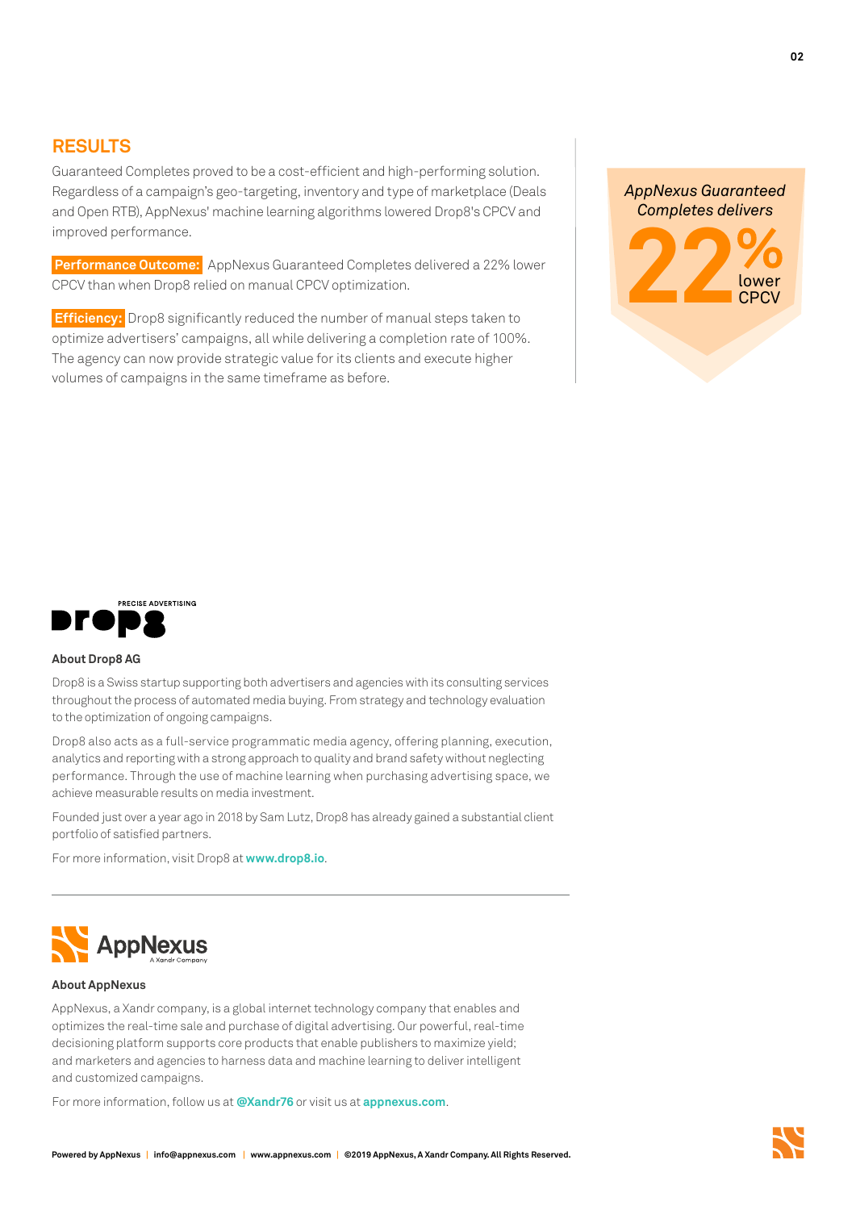## RESULTS

Guaranteed Completes proved to be a cost-efficient and high-performing solution. Regardless of a campaign's geo-targeting, inventory and type of marketplace (Deals and Open RTB), AppNexus' machine learning algorithms lowered Drop8's CPCV and improved performance.

**Performance Outcome:** AppNexus Guaranteed Completes delivered a 22% lower CPCV than when Drop8 relied on manual CPCV optimization.

**Efficiency:** Drop8 significantly reduced the number of manual steps taken to optimize advertisers' campaigns, all while delivering a completion rate of 100%. The agency can now provide strategic value for its clients and execute higher volumes of campaigns in the same timeframe as before.

*AppNexus Guaranteed Completes delivers*

**22%** lower CPCV

Drop8 PRECISE ADVERTISING

#### About Drop8 AG

Drop8 is a Swiss startup supporting both advertisers and agencies with its consulting services throughout the process of automated media buying. From strategy and technology evaluation to the optimization of ongoing campaigns.

Drop8 also acts as a full-service programmatic media agency, offering planning, execution, analytics and reporting with a strong approach to quality and brand safety without neglecting performance. Through the use of machine learning when purchasing advertising space, we achieve measurable results on media investment.

Founded just over a year ago in 2018 by Sam Lutz, Drop8 has already gained a substantial client portfolio of satisfied partners.

For more information, visit Drop8 at **www.drop8.io**.

---

AppNexus A Xandr Company

#### About AppNexus

AppNexus, a Xandr company, is a global internet technology company that enables and optimizes the real-time sale and purchase of digital advertising. Our powerful, real-time decisioning platform supports core products that enable publishers to maximize yield; and marketers and agencies to harness data and machine learning to deliver intelligent and customized campaigns.

For more information, follow us at **@Xandr76** or visit us at **appnexus.com**.

**Powered by AppNexus | info@appnexus.com | www.appnexus.com | ©2019 AppNexus, A Xandr Company. All Rights Reserved.**